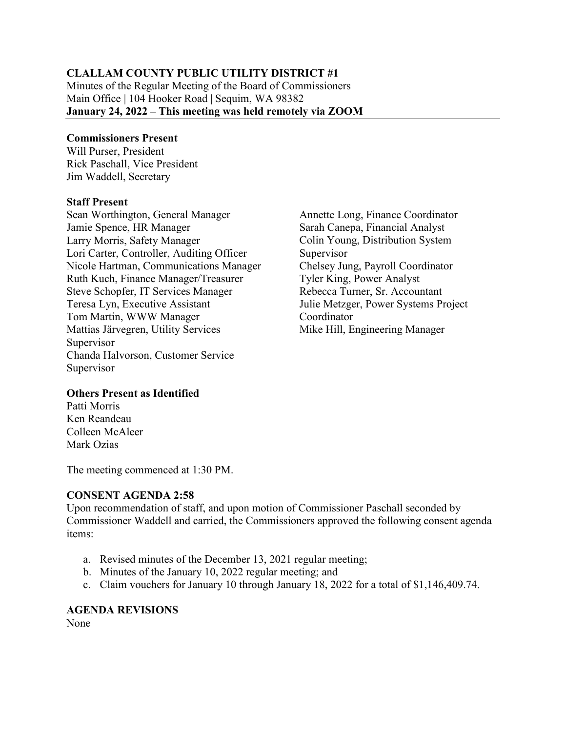**CLALLAM COUNTY PUBLIC UTILITY DISTRICT #1**
Minutes of the Regular Meeting of the Board of Commissioners
Main Office | 104 Hooker Road | Sequim, WA 98382
**January 24, 2022 – This meeting was held remotely via ZOOM**

**Commissioners Present**
Will Purser, President
Rick Paschall, Vice President
Jim Waddell, Secretary

**Staff Present**
Sean Worthington, General Manager
Jamie Spence, HR Manager
Larry Morris, Safety Manager
Lori Carter, Controller, Auditing Officer
Nicole Hartman, Communications Manager
Ruth Kuch, Finance Manager/Treasurer
Steve Schopfer, IT Services Manager
Teresa Lyn, Executive Assistant
Tom Martin, WWW Manager
Mattias Järvegren, Utility Services Supervisor
Chanda Halvorson, Customer Service Supervisor
Annette Long, Finance Coordinator
Sarah Canepa, Financial Analyst
Colin Young, Distribution System Supervisor
Chelsey Jung, Payroll Coordinator
Tyler King, Power Analyst
Rebecca Turner, Sr. Accountant
Julie Metzger, Power Systems Project Coordinator
Mike Hill, Engineering Manager

**Others Present as Identified**
Patti Morris
Ken Reandeau
Colleen McAleer
Mark Ozias

The meeting commenced at 1:30 PM.

**CONSENT AGENDA 2:58**
Upon recommendation of staff, and upon motion of Commissioner Paschall seconded by Commissioner Waddell and carried, the Commissioners approved the following consent agenda items:

a. Revised minutes of the December 13, 2021 regular meeting;
b. Minutes of the January 10, 2022 regular meeting; and
c. Claim vouchers for January 10 through January 18, 2022 for a total of $1,146,409.74.

**AGENDA REVISIONS**
None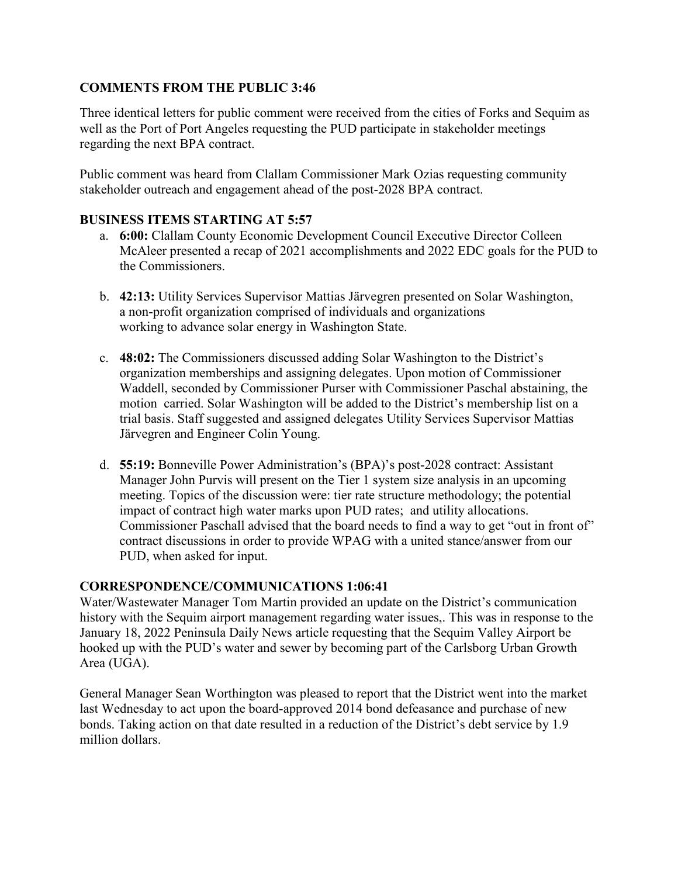**COMMENTS FROM THE PUBLIC 3:46**

Three identical letters for public comment were received from the cities of Forks and Sequim as well as the Port of Port Angeles requesting the PUD participate in stakeholder meetings regarding the next BPA contract.

Public comment was heard from Clallam Commissioner Mark Ozias requesting community stakeholder outreach and engagement ahead of the post-2028 BPA contract.

**BUSINESS ITEMS STARTING AT 5:57**

a. **6:00:** Clallam County Economic Development Council Executive Director Colleen McAleer presented a recap of 2021 accomplishments and 2022 EDC goals for the PUD to the Commissioners.

b. **42:13:** Utility Services Supervisor Mattias Järvegren presented on Solar Washington, a non-profit organization comprised of individuals and organizations working to advance solar energy in Washington State.

c. **48:02:** The Commissioners discussed adding Solar Washington to the District's organization memberships and assigning delegates. Upon motion of Commissioner Waddell, seconded by Commissioner Purser with Commissioner Paschal abstaining, the motion carried. Solar Washington will be added to the District's membership list on a trial basis. Staff suggested and assigned delegates Utility Services Supervisor Mattias Järvegren and Engineer Colin Young.

d. **55:19:** Bonneville Power Administration's (BPA)'s post-2028 contract: Assistant Manager John Purvis will present on the Tier 1 system size analysis in an upcoming meeting. Topics of the discussion were: tier rate structure methodology; the potential impact of contract high water marks upon PUD rates; and utility allocations. Commissioner Paschall advised that the board needs to find a way to get "out in front of" contract discussions in order to provide WPAG with a united stance/answer from our PUD, when asked for input.

**CORRESPONDENCE/COMMUNICATIONS 1:06:41**

Water/Wastewater Manager Tom Martin provided an update on the District's communication history with the Sequim airport management regarding water issues,. This was in response to the January 18, 2022 Peninsula Daily News article requesting that the Sequim Valley Airport be hooked up with the PUD's water and sewer by becoming part of the Carlsborg Urban Growth Area (UGA).

General Manager Sean Worthington was pleased to report that the District went into the market last Wednesday to act upon the board-approved 2014 bond defeasance and purchase of new bonds. Taking action on that date resulted in a reduction of the District's debt service by 1.9 million dollars.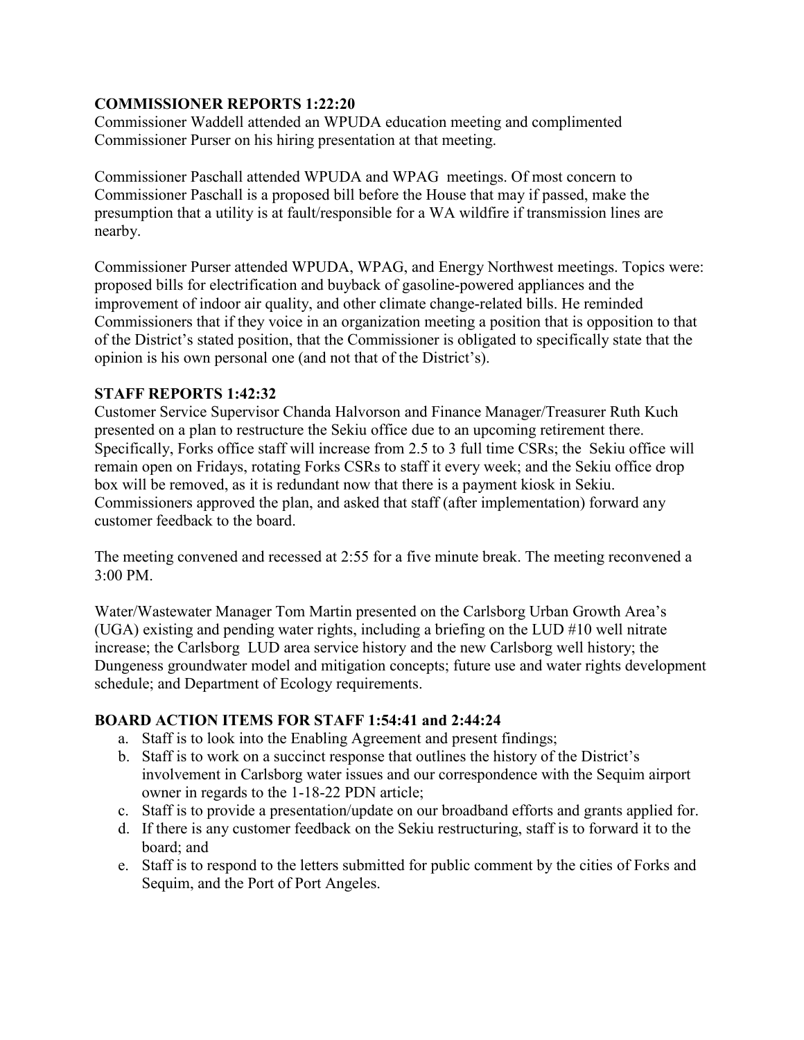**COMMISSIONER REPORTS 1:22:20**

Commissioner Waddell attended an WPUDA education meeting and complimented Commissioner Purser on his hiring presentation at that meeting.

Commissioner Paschall attended WPUDA and WPAG meetings. Of most concern to Commissioner Paschall is a proposed bill before the House that may if passed, make the presumption that a utility is at fault/responsible for a WA wildfire if transmission lines are nearby.

Commissioner Purser attended WPUDA, WPAG, and Energy Northwest meetings. Topics were: proposed bills for electrification and buyback of gasoline-powered appliances and the improvement of indoor air quality, and other climate change-related bills. He reminded Commissioners that if they voice in an organization meeting a position that is opposition to that of the District's stated position, that the Commissioner is obligated to specifically state that the opinion is his own personal one (and not that of the District's).

**STAFF REPORTS 1:42:32**

Customer Service Supervisor Chanda Halvorson and Finance Manager/Treasurer Ruth Kuch presented on a plan to restructure the Sekiu office due to an upcoming retirement there. Specifically, Forks office staff will increase from 2.5 to 3 full time CSRs; the Sekiu office will remain open on Fridays, rotating Forks CSRs to staff it every week; and the Sekiu office drop box will be removed, as it is redundant now that there is a payment kiosk in Sekiu. Commissioners approved the plan, and asked that staff (after implementation) forward any customer feedback to the board.

The meeting convened and recessed at 2:55 for a five minute break. The meeting reconvened a 3:00 PM.

Water/Wastewater Manager Tom Martin presented on the Carlsborg Urban Growth Area's (UGA) existing and pending water rights, including a briefing on the LUD #10 well nitrate increase; the Carlsborg LUD area service history and the new Carlsborg well history; the Dungeness groundwater model and mitigation concepts; future use and water rights development schedule; and Department of Ecology requirements.

**BOARD ACTION ITEMS FOR STAFF 1:54:41 and 2:44:24**

a. Staff is to look into the Enabling Agreement and present findings;
b. Staff is to work on a succinct response that outlines the history of the District's involvement in Carlsborg water issues and our correspondence with the Sequim airport owner in regards to the 1-18-22 PDN article;
c. Staff is to provide a presentation/update on our broadband efforts and grants applied for.
d. If there is any customer feedback on the Sekiu restructuring, staff is to forward it to the board; and
e. Staff is to respond to the letters submitted for public comment by the cities of Forks and Sequim, and the Port of Port Angeles.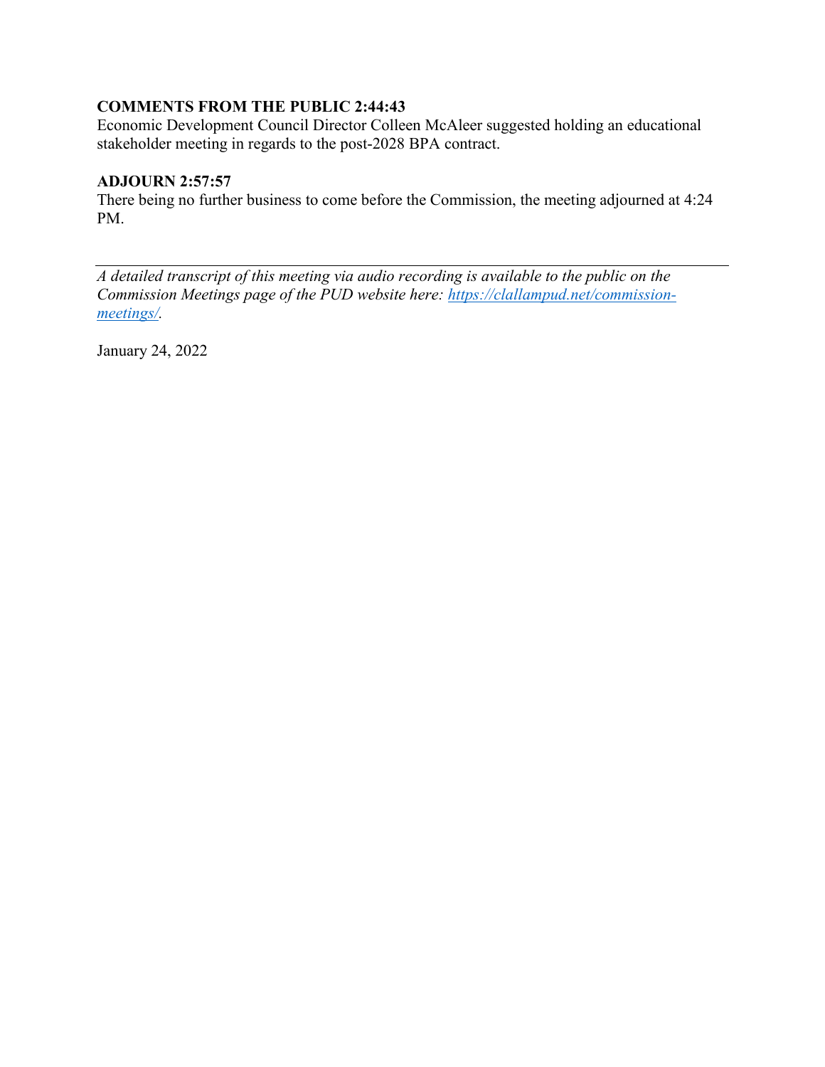**COMMENTS FROM THE PUBLIC 2:44:43**

Economic Development Council Director Colleen McAleer suggested holding an educational stakeholder meeting in regards to the post-2028 BPA contract.

**ADJOURN 2:57:57**

There being no further business to come before the Commission, the meeting adjourned at 4:24 PM.

---

*A detailed transcript of this meeting via audio recording is available to the public on the Commission Meetings page of the PUD website here: [https://clallampud.net/commission-meetings/](https://clallampud.net/commission-meetings/).*

January 24, 2022